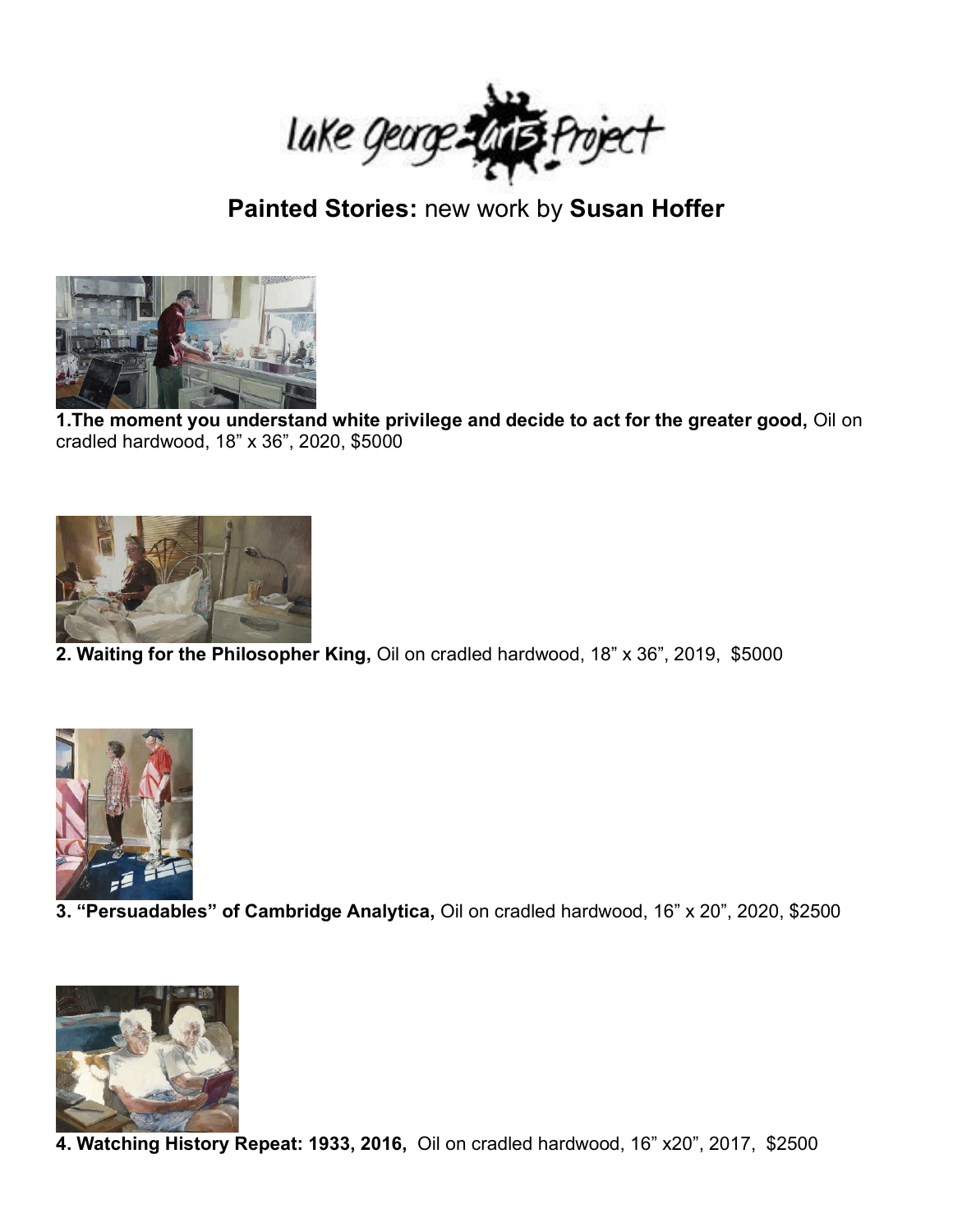lake george arts Project

## **Painted Stories:** new work by **Susan Hoffer**

**1.The moment you understand white privilege and decide to act for the greater good,** Oil on cradled hardwood, 18" x 36", 2020, $5000

**2. Waiting for the Philosopher King,** Oil on cradled hardwood, 18" x 36", 2019, $5000

**3. "Persuadables" of Cambridge Analytica,** Oil on cradled hardwood, 16" x 20", 2020, $2500

**4. Watching History Repeat: 1933, 2016,** Oil on cradled hardwood, 16" x20", 2017, $2500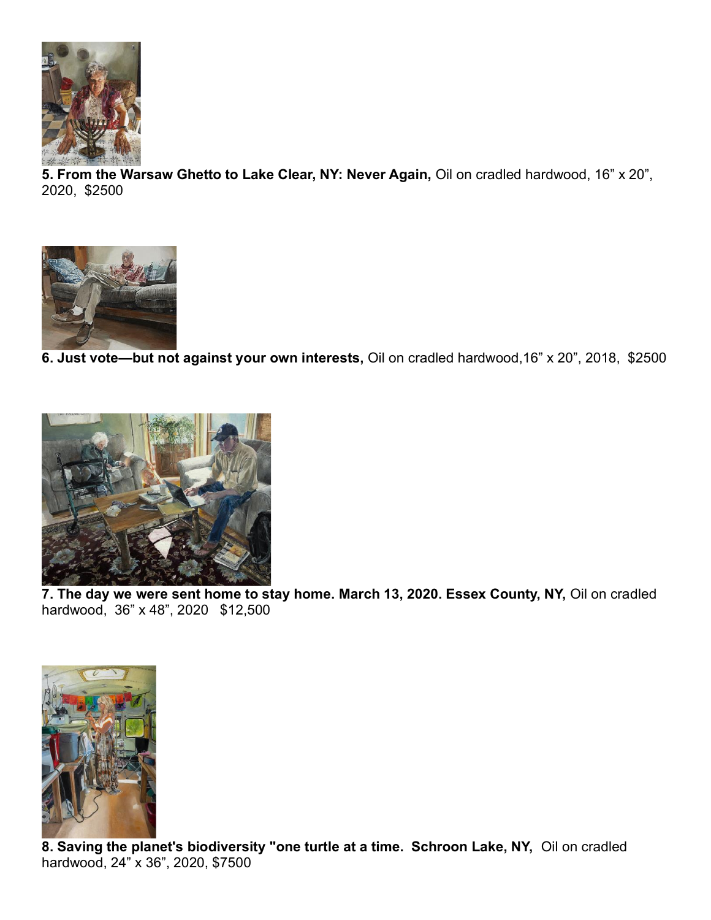**5. From the Warsaw Ghetto to Lake Clear, NY: Never Again,** Oil on cradled hardwood, 16” x 20”, 2020, $2500

**6. Just vote—but not against your own interests,** Oil on cradled hardwood,16” x 20”, 2018, $2500

**7. The day we were sent home to stay home. March 13, 2020. Essex County, NY,** Oil on cradled hardwood, 36” x 48”, 2020 $12,500

**8. Saving the planet's biodiversity "one turtle at a time. Schroon Lake, NY,** Oil on cradled hardwood, 24” x 36”, 2020, $7500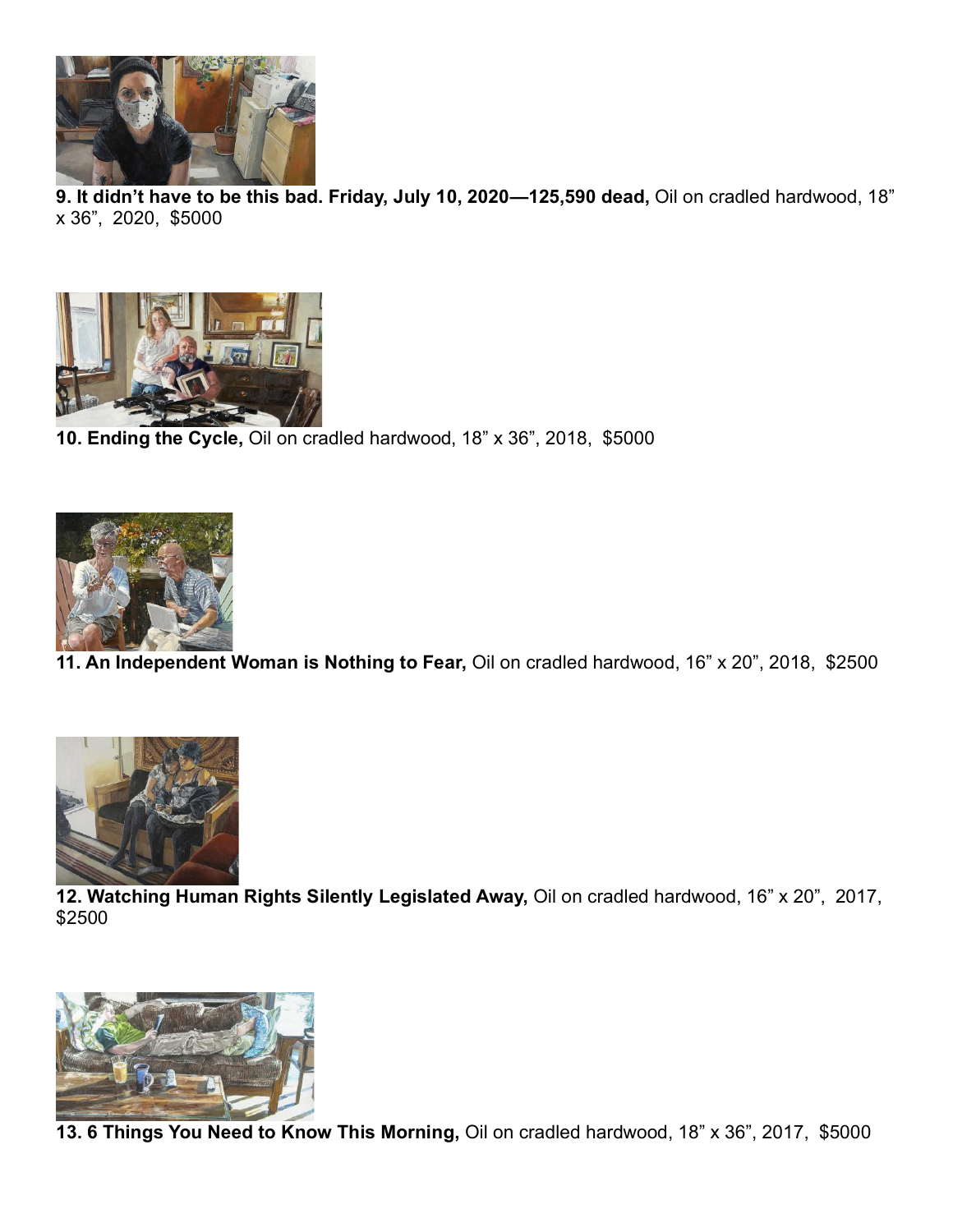**9. It didn't have to be this bad. Friday, July 10, 2020—125,590 dead,** Oil on cradled hardwood, 18" x 36", 2020, $5000

**10. Ending the Cycle,** Oil on cradled hardwood, 18" x 36", 2018, $5000

**11. An Independent Woman is Nothing to Fear,** Oil on cradled hardwood, 16" x 20", 2018, $2500

**12. Watching Human Rights Silently Legislated Away,** Oil on cradled hardwood, 16" x 20", 2017, $2500

**13. 6 Things You Need to Know This Morning,** Oil on cradled hardwood, 18" x 36", 2017, $5000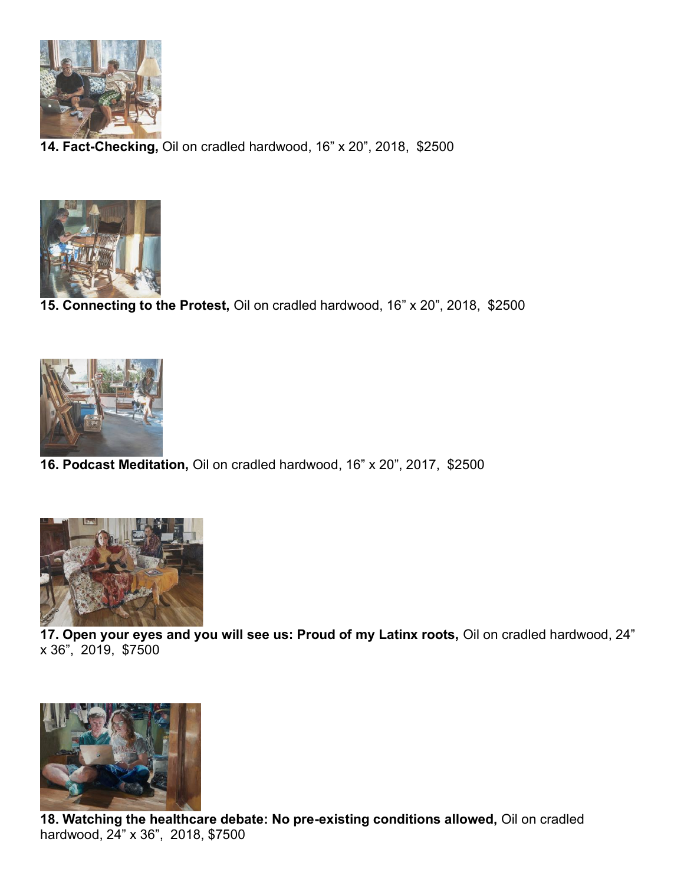**14. Fact-Checking,** Oil on cradled hardwood, 16” x 20”, 2018, $2500

**15. Connecting to the Protest,** Oil on cradled hardwood, 16” x 20”, 2018, $2500

**16. Podcast Meditation,** Oil on cradled hardwood, 16” x 20”, 2017, $2500

**17. Open your eyes and you will see us: Proud of my Latinx roots,** Oil on cradled hardwood, 24” x 36”, 2019, $7500

**18. Watching the healthcare debate: No pre-existing conditions allowed,** Oil on cradled hardwood, 24” x 36”, 2018, $7500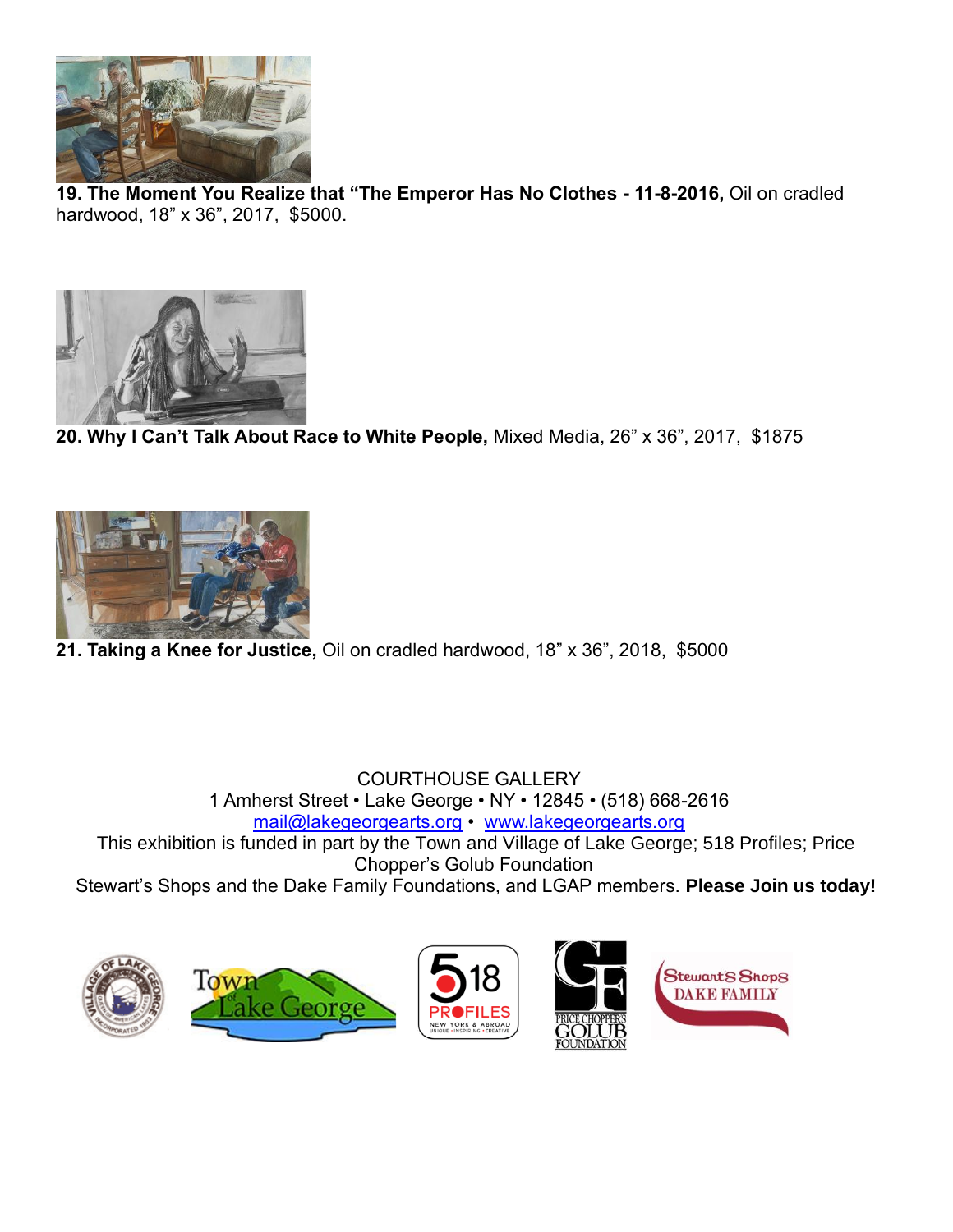**19. The Moment You Realize that "The Emperor Has No Clothes - 11-8-2016,** Oil on cradled hardwood, 18" x 36", 2017, $5000.

**20. Why I Can't Talk About Race to White People,** Mixed Media, 26" x 36", 2017, $1875

**21. Taking a Knee for Justice,** Oil on cradled hardwood, 18" x 36", 2018, $5000

COURTHOUSE GALLERY
1 Amherst Street • Lake George • NY • 12845 • (518) 668-2616
mail@lakegeorgearts.org • www.lakegeorgearts.org
This exhibition is funded in part by the Town and Village of Lake George; 518 Profiles; Price Chopper's Golub Foundation
Stewart's Shops and the Dake Family Foundations, and LGAP members. **Please Join us today!**